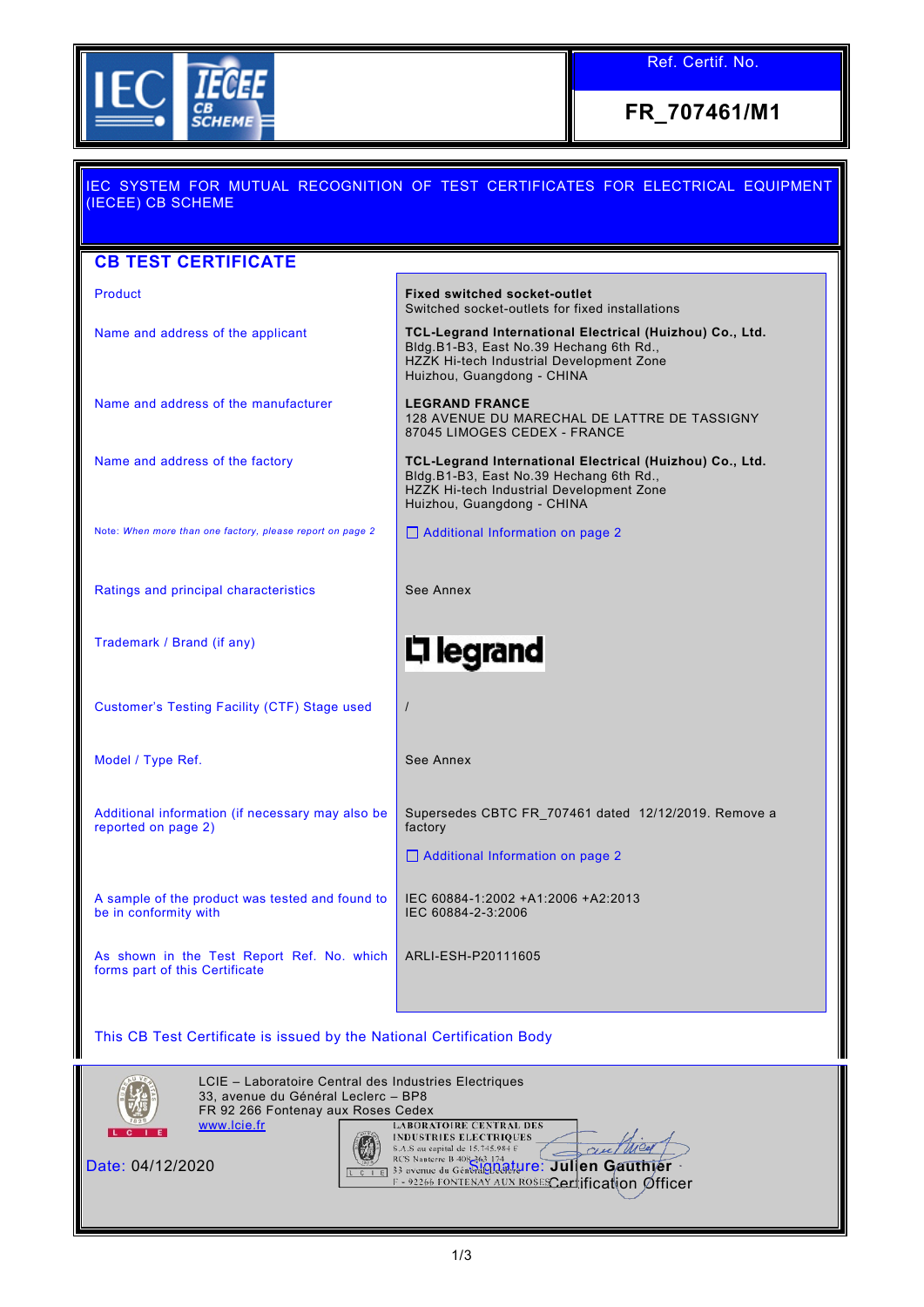IEC IECEE CB SCHEME

| Ref. Certif. No. |
|---|
| **FR_707461/M1** |

IEC SYSTEM FOR MUTUAL RECOGNITION OF TEST CERTIFICATES FOR ELECTRICAL EQUIPMENT (IECEE) CB SCHEME

## CB TEST CERTIFICATE

| | |
|---|---|
| Product | **Fixed switched socket-outlet**<br>Switched socket-outlets for fixed installations |
| Name and address of the applicant | **TCL-Legrand International Electrical (Huizhou) Co., Ltd.**<br>Bldg.B1-B3, East No.39 Hechang 6th Rd.,<br>HZZK Hi-tech Industrial Development Zone<br>Huizhou, Guangdong - CHINA |
| Name and address of the manufacturer | **LEGRAND FRANCE**<br>128 AVENUE DU MARECHAL DE LATTRE DE TASSIGNY<br>87045 LIMOGES CEDEX - FRANCE |
| Name and address of the factory | **TCL-Legrand International Electrical (Huizhou) Co., Ltd.**<br>Bldg.B1-B3, East No.39 Hechang 6th Rd.,<br>HZZK Hi-tech Industrial Development Zone<br>Huizhou, Guangdong - CHINA |
| Note: *When more than one factory, please report on page 2* | ☐ Additional Information on page 2 |
| Ratings and principal characteristics | See Annex |
| Trademark / Brand (if any) | legrand |
| Customer's Testing Facility (CTF) Stage used | / |
| Model / Type Ref. | See Annex |
| Additional information (if necessary may also be reported on page 2) | Supersedes CBTC FR_707461 dated 12/12/2019. Remove a factory<br>☐ Additional Information on page 2 |
| A sample of the product was tested and found to be in conformity with | IEC 60884-1:2002 +A1:2006 +A2:2013<br>IEC 60884-2-3:2006 |
| As shown in the Test Report Ref. No. which forms part of this Certificate | ARLI-ESH-P20111605 |

This CB Test Certificate is issued by the National Certification Body

LCIE – Laboratoire Central des Industries Electriques
33, avenue du Général Leclerc – BP8
FR 92 266 Fontenay aux Roses Cedex
www.lcie.fr

LABORATOIRE CENTRAL DES INDUSTRIES ELECTRIQUES
S.A.S au capital de 15.745.984 €
RCS Nanterre B 408 363 174
33 avenue du Général Leclerc
F - 92266 FONTENAY AUX ROSES

Date: 04/12/2020

Signature: **Julien Gauthier**
Certification Officer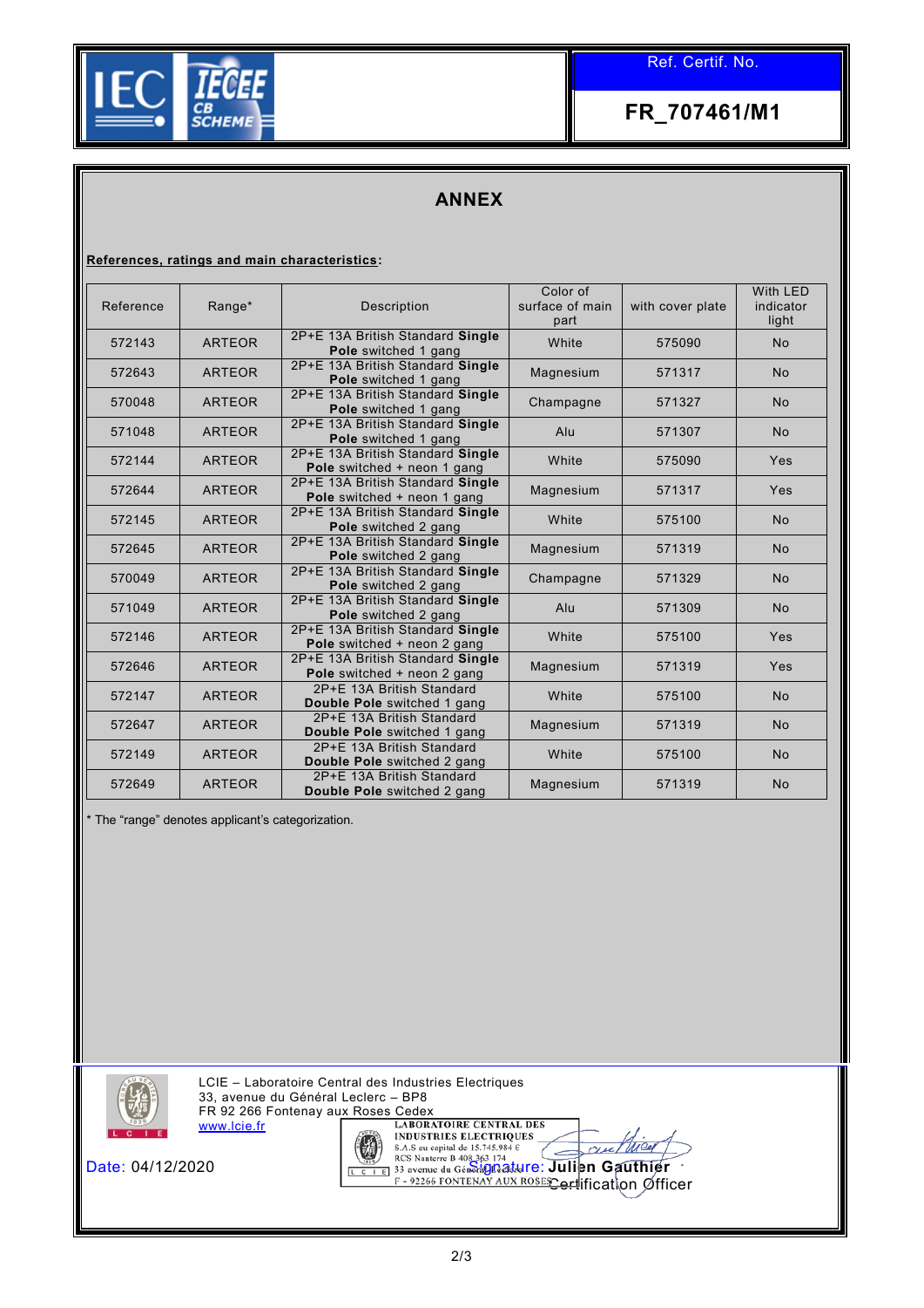Ref. Certif. No.

**FR_707461/M1**

# ANNEX

**References, ratings and main characteristics:**

| Reference | Range* | Description | Color of surface of main part | with cover plate | With LED indicator light |
|---|---|---|---|---|---|
| 572143 | ARTEOR | 2P+E 13A British Standard **Single Pole** switched 1 gang | White | 575090 | No |
| 572643 | ARTEOR | 2P+E 13A British Standard **Single Pole** switched 1 gang | Magnesium | 571317 | No |
| 570048 | ARTEOR | 2P+E 13A British Standard **Single Pole** switched 1 gang | Champagne | 571327 | No |
| 571048 | ARTEOR | 2P+E 13A British Standard **Single Pole** switched 1 gang | Alu | 571307 | No |
| 572144 | ARTEOR | 2P+E 13A British Standard **Single Pole** switched + neon 1 gang | White | 575090 | Yes |
| 572644 | ARTEOR | 2P+E 13A British Standard **Single Pole** switched + neon 1 gang | Magnesium | 571317 | Yes |
| 572145 | ARTEOR | 2P+E 13A British Standard **Single Pole** switched 2 gang | White | 575100 | No |
| 572645 | ARTEOR | 2P+E 13A British Standard **Single Pole** switched 2 gang | Magnesium | 571319 | No |
| 570049 | ARTEOR | 2P+E 13A British Standard **Single Pole** switched 2 gang | Champagne | 571329 | No |
| 571049 | ARTEOR | 2P+E 13A British Standard **Single Pole** switched 2 gang | Alu | 571309 | No |
| 572146 | ARTEOR | 2P+E 13A British Standard **Single Pole** switched + neon 2 gang | White | 575100 | Yes |
| 572646 | ARTEOR | 2P+E 13A British Standard **Single Pole** switched + neon 2 gang | Magnesium | 571319 | Yes |
| 572147 | ARTEOR | 2P+E 13A British Standard **Double Pole** switched 1 gang | White | 575100 | No |
| 572647 | ARTEOR | 2P+E 13A British Standard **Double Pole** switched 1 gang | Magnesium | 571319 | No |
| 572149 | ARTEOR | 2P+E 13A British Standard **Double Pole** switched 2 gang | White | 575100 | No |
| 572649 | ARTEOR | 2P+E 13A British Standard **Double Pole** switched 2 gang | Magnesium | 571319 | No |

* The “range” denotes applicant’s categorization.

LCIE – Laboratoire Central des Industries Electriques
33, avenue du Général Leclerc – BP8
FR 92 266 Fontenay aux Roses Cedex
www.lcie.fr

LABORATOIRE CENTRAL DES INDUSTRIES ELECTRIQUES
S.A.S au capital de 15.745.984 €
RCS Nanterre B 408 363 174
33 avenue du Général Leclerc
F - 92266 FONTENAY AUX ROSES

Date: 04/12/2020

Signature: Julien Gauthier
Certification Officer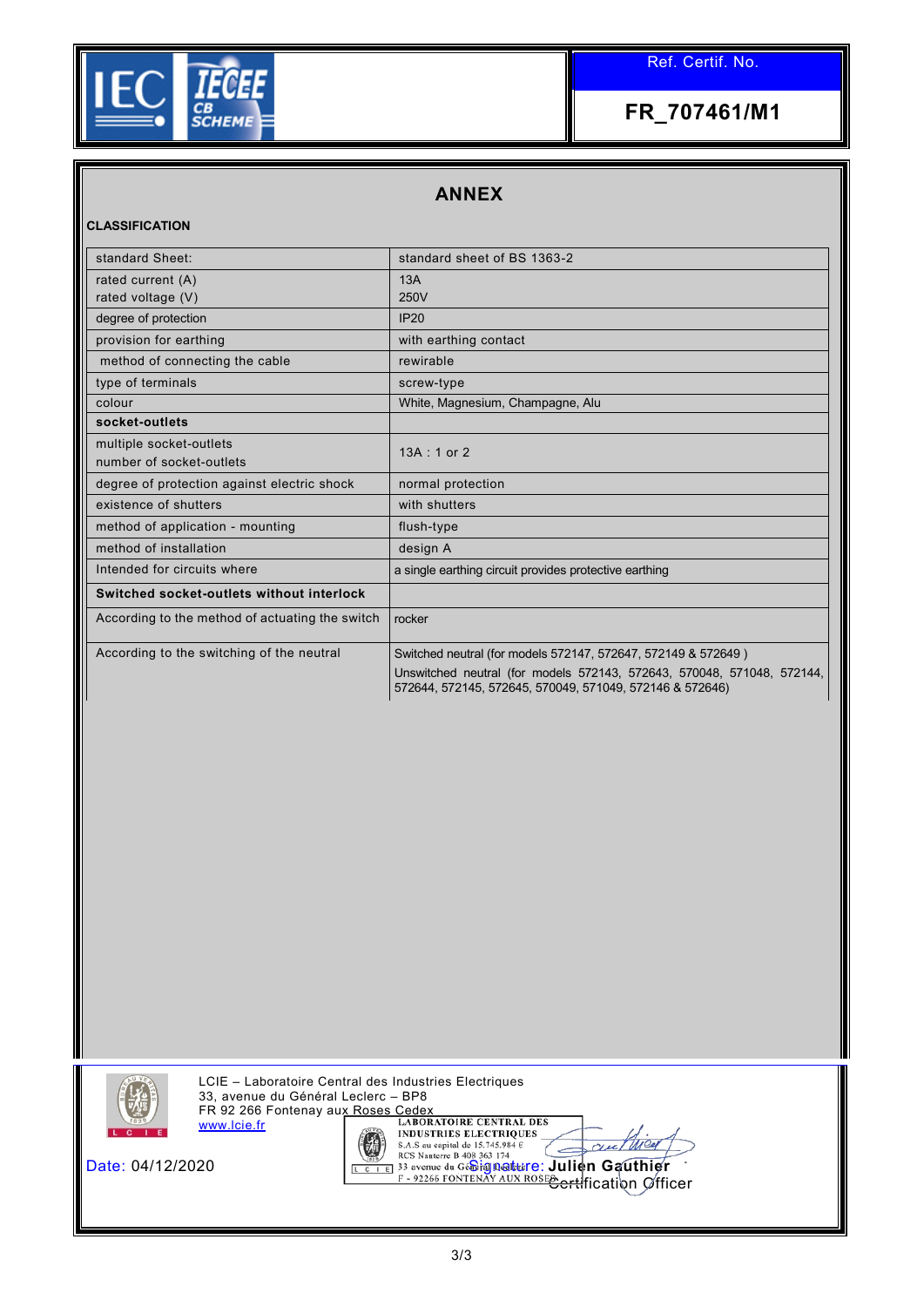Ref. Certif. No.

**FR_707461/M1**

# ANNEX

**CLASSIFICATION**

| | |
|---|---|
| standard Sheet: | standard sheet of BS 1363-2 |
| rated current (A)<br>rated voltage (V) | 13A<br>250V |
| degree of protection | IP20 |
| provision for earthing | with earthing contact |
| method of connecting the cable | rewirable |
| type of terminals | screw-type |
| colour | White, Magnesium, Champagne, Alu |
| **socket-outlets** | |
| multiple socket-outlets<br>number of socket-outlets | 13A : 1 or 2 |
| degree of protection against electric shock | normal protection |
| existence of shutters | with shutters |
| method of application - mounting | flush-type |
| method of installation | design A |
| Intended for circuits where | a single earthing circuit provides protective earthing |
| **Switched socket-outlets without interlock** | |
| According to the method of actuating the switch | rocker |
| According to the switching of the neutral | Switched neutral (for models 572147, 572647, 572149 & 572649 )<br>Unswitched neutral (for models 572143, 572643, 570048, 571048, 572144, 572644, 572145, 572645, 570049, 571049, 572146 & 572646) |

LCIE – Laboratoire Central des Industries Electriques
33, avenue du Général Leclerc – BP8
FR 92 266 Fontenay aux Roses Cedex
www.lcie.fr

LABORATOIRE CENTRAL DES INDUSTRIES ELECTRIQUES
S.A.S au capital de 15.745.984 €
RCS Nanterre B 408 363 174
33 avenue du Général Leclerc
F - 92266 FONTENAY AUX ROSES

Date: 04/12/2020

Signature: Julien Gauthier
Certification Officer